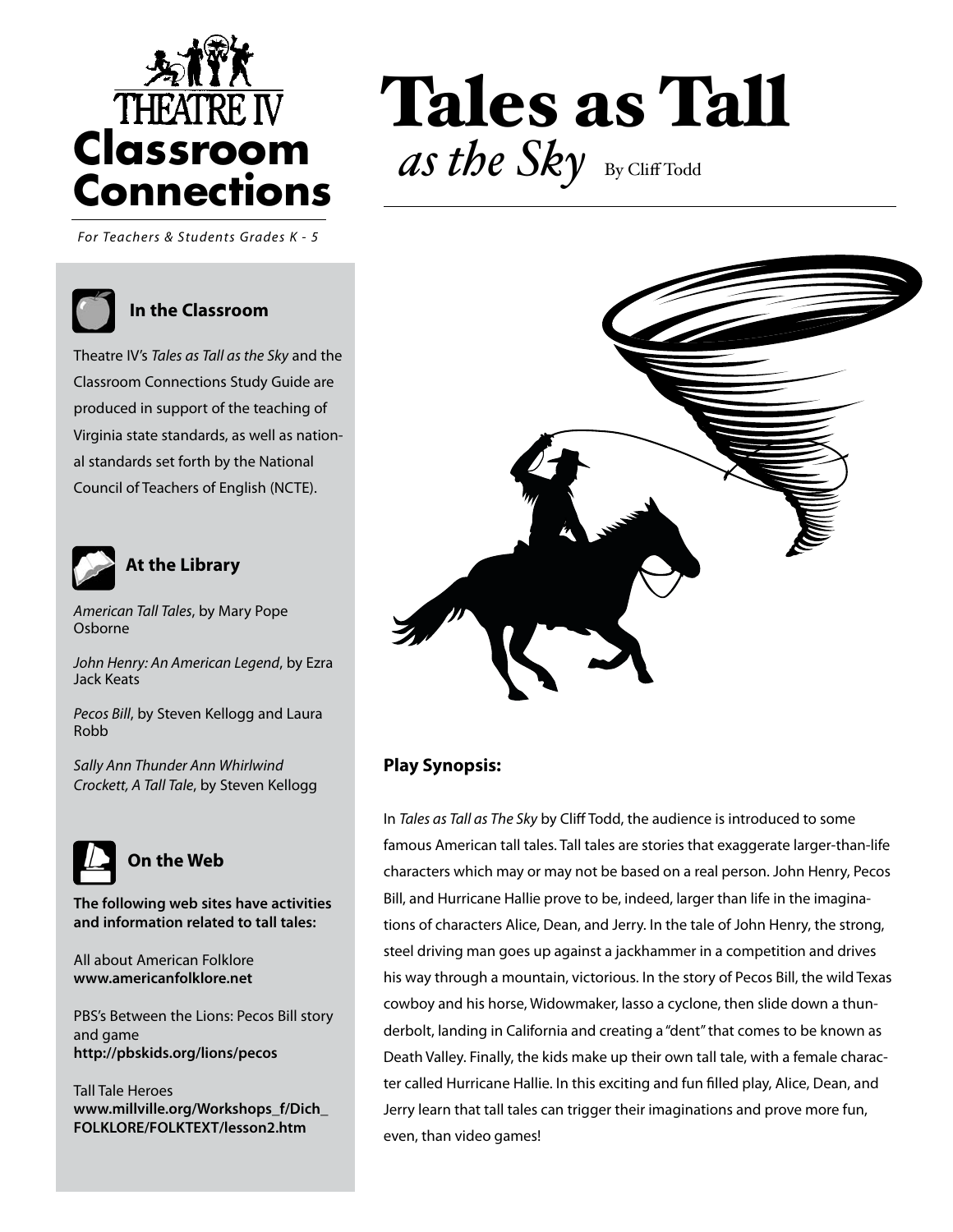# Tales as Tall *as the Sky*

By Cliff Todd

THEATRE IV **Classroom Connections**

*For Teachers & Students Grades K - 5*

### In the Classroom

Theatre IV's *Tales as Tall as the Sky* and the Classroom Connections Study Guide are produced in support of the teaching of Virginia state standards, as well as national standards set forth by the National Council of Teachers of English (NCTE).

### At the Library

*American Tall Tales*, by Mary Pope Osborne

*John Henry: An American Legend*, by Ezra Jack Keats

*Pecos Bill*, by Steven Kellogg and Laura Robb

*Sally Ann Thunder Ann Whirlwind Crockett, A Tall Tale*, by Steven Kellogg

### On the Web

**The following web sites have activities and information related to tall tales:**

All about American Folklore
**www.americanfolklore.net**

PBS's Between the Lions: Pecos Bill story and game
**http://pbskids.org/lions/pecos**

Tall Tale Heroes
**www.millville.org/Workshops_f/Dich_FOLKLORE/FOLKTEXT/lesson2.htm**

### Play Synopsis:

In *Tales as Tall as The Sky* by Cliff Todd, the audience is introduced to some famous American tall tales. Tall tales are stories that exaggerate larger-than-life characters which may or may not be based on a real person. John Henry, Pecos Bill, and Hurricane Hallie prove to be, indeed, larger than life in the imaginations of characters Alice, Dean, and Jerry. In the tale of John Henry, the strong, steel driving man goes up against a jackhammer in a competition and drives his way through a mountain, victorious. In the story of Pecos Bill, the wild Texas cowboy and his horse, Widowmaker, lasso a cyclone, then slide down a thunderbolt, landing in California and creating a "dent" that comes to be known as Death Valley. Finally, the kids make up their own tall tale, with a female character called Hurricane Hallie. In this exciting and fun filled play, Alice, Dean, and Jerry learn that tall tales can trigger their imaginations and prove more fun, even, than video games!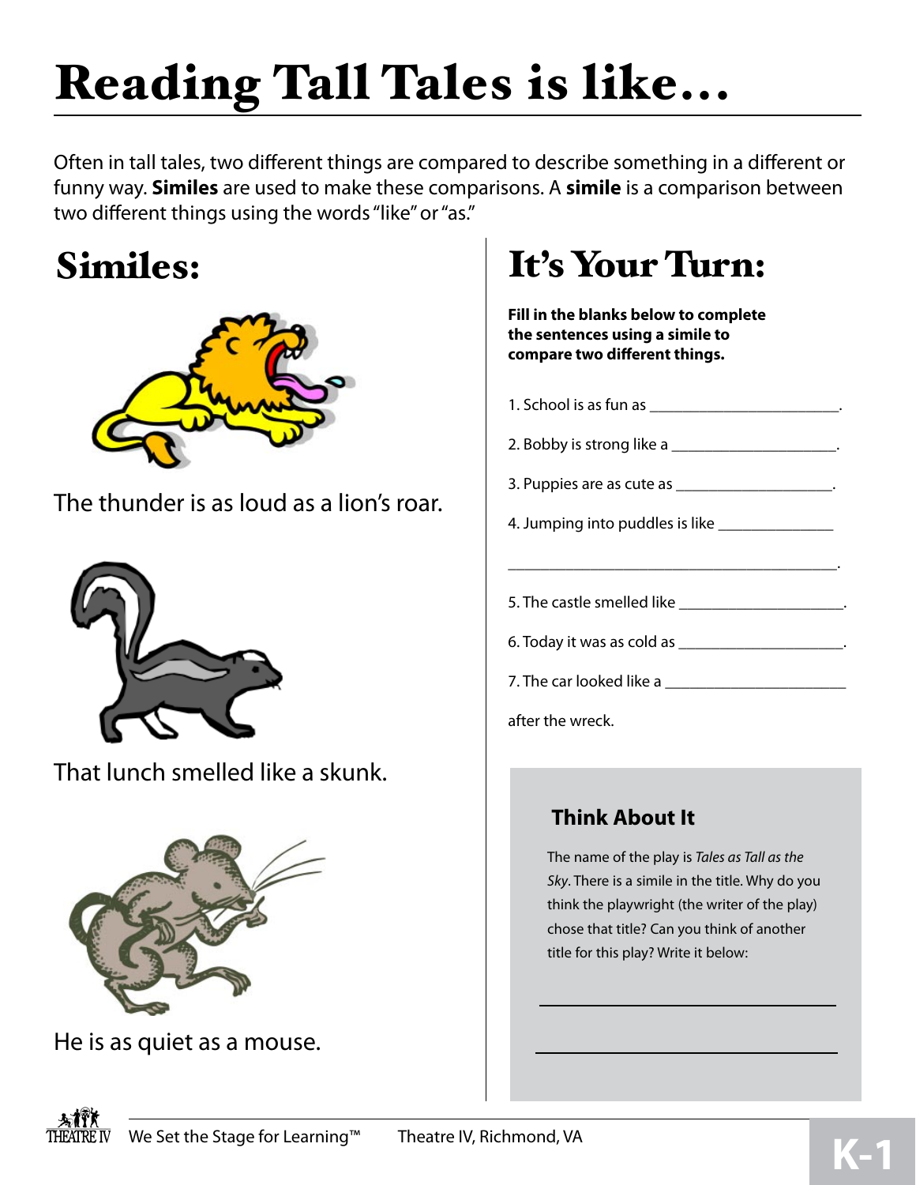# Reading Tall Tales is like…

Often in tall tales, two different things are compared to describe something in a different or funny way. **Similes** are used to make these comparisons. A **simile** is a comparison between two different things using the words "like" or "as."

## Similes:

The thunder is as loud as a lion's roar.

That lunch smelled like a skunk.

He is as quiet as a mouse.

## It's Your Turn:

**Fill in the blanks below to complete the sentences using a simile to compare two different things.**

1. School is as fun as ________________________.
2. Bobby is strong like a ____________________.
3. Puppies are as cute as ___________________.
4. Jumping into puddles is like _______________ ___________________________________________.
5. The castle smelled like ____________________.
6. Today it was as cold as ____________________.
7. The car looked like a ______________________ after the wreck.

### Think About It

The name of the play is *Tales as Tall as the Sky*. There is a simile in the title. Why do you think the playwright (the writer of the play) chose that title? Can you think of another title for this play? Write it below:

___________________________________

___________________________________

We Set the Stage for Learning™ Theatre IV, Richmond, VA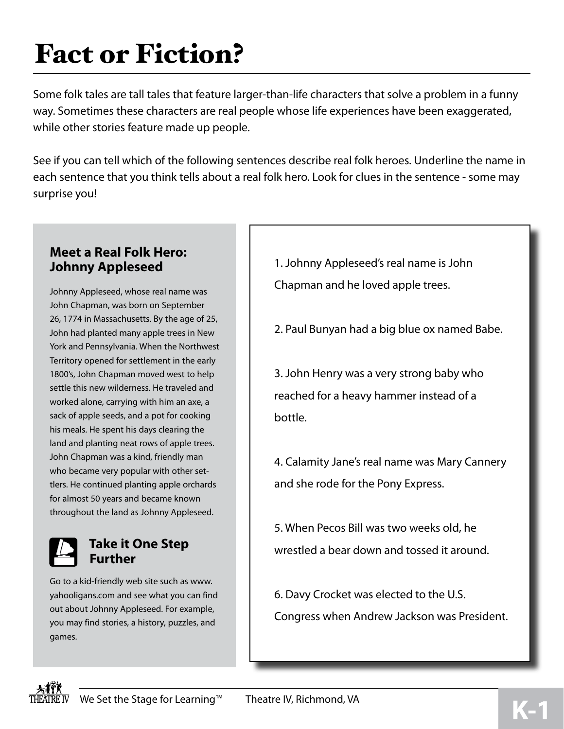# Fact or Fiction?

Some folk tales are tall tales that feature larger-than-life characters that solve a problem in a funny way. Sometimes these characters are real people whose life experiences have been exaggerated, while other stories feature made up people.

See if you can tell which of the following sentences describe real folk heroes. Underline the name in each sentence that you think tells about a real folk hero. Look for clues in the sentence - some may surprise you!

### Meet a Real Folk Hero: Johnny Appleseed

Johnny Appleseed, whose real name was John Chapman, was born on September 26, 1774 in Massachusetts. By the age of 25, John had planted many apple trees in New York and Pennsylvania. When the Northwest Territory opened for settlement in the early 1800's, John Chapman moved west to help settle this new wilderness. He traveled and worked alone, carrying with him an axe, a sack of apple seeds, and a pot for cooking his meals. He spent his days clearing the land and planting neat rows of apple trees. John Chapman was a kind, friendly man who became very popular with other settlers. He continued planting apple orchards for almost 50 years and became known throughout the land as Johnny Appleseed.

### Take it One Step Further

Go to a kid-friendly web site such as www.yahooligans.com and see what you can find out about Johnny Appleseed. For example, you may find stories, a history, puzzles, and games.

1. Johnny Appleseed's real name is John Chapman and he loved apple trees.

2. Paul Bunyan had a big blue ox named Babe.

3. John Henry was a very strong baby who reached for a heavy hammer instead of a bottle.

4. Calamity Jane's real name was Mary Cannery and she rode for the Pony Express.

5. When Pecos Bill was two weeks old, he wrestled a bear down and tossed it around.

6. Davy Crocket was elected to the U.S. Congress when Andrew Jackson was President.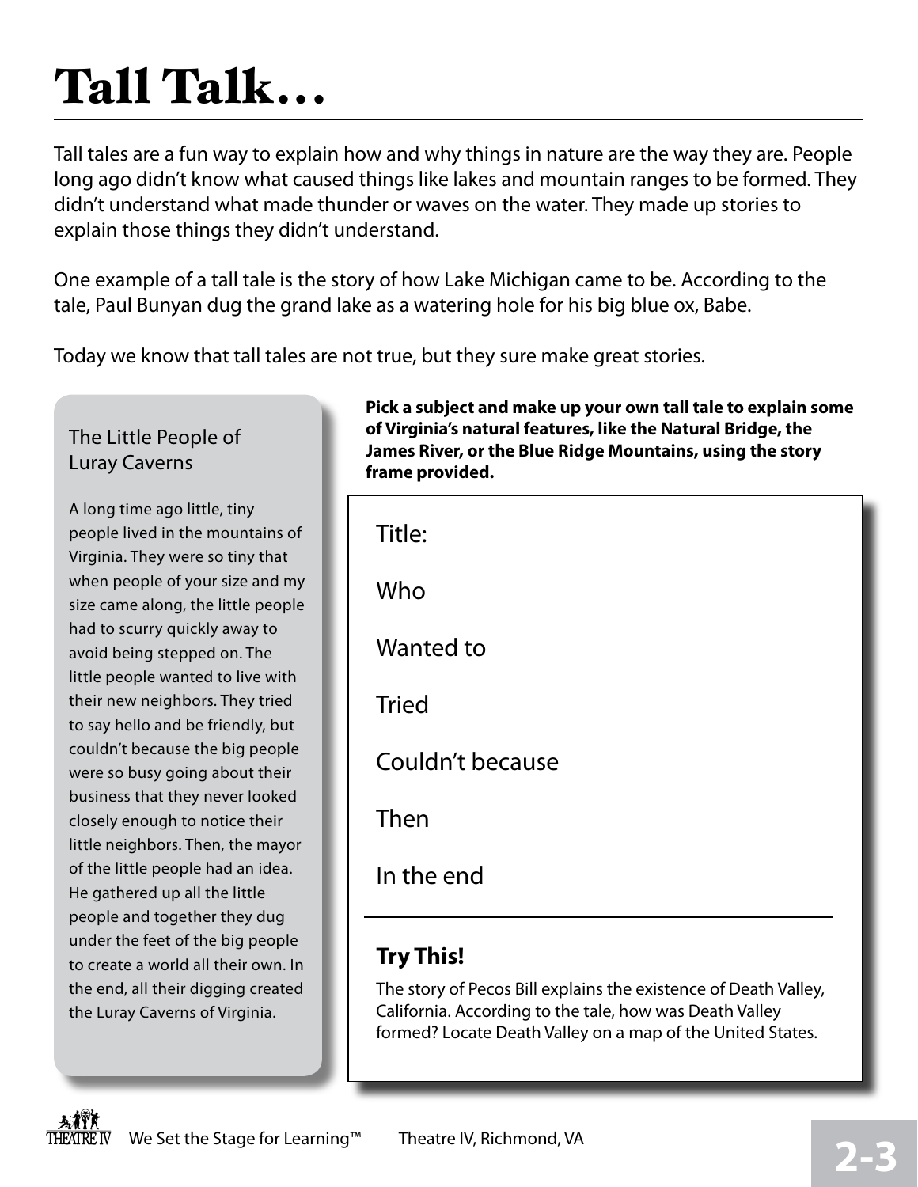# Tall Talk…

Tall tales are a fun way to explain how and why things in nature are the way they are. People long ago didn't know what caused things like lakes and mountain ranges to be formed. They didn't understand what made thunder or waves on the water. They made up stories to explain those things they didn't understand.

One example of a tall tale is the story of how Lake Michigan came to be. According to the tale, Paul Bunyan dug the grand lake as a watering hole for his big blue ox, Babe.

Today we know that tall tales are not true, but they sure make great stories.

## The Little People of Luray Caverns

A long time ago little, tiny people lived in the mountains of Virginia. They were so tiny that when people of your size and my size came along, the little people had to scurry quickly away to avoid being stepped on. The little people wanted to live with their new neighbors. They tried to say hello and be friendly, but couldn't because the big people were so busy going about their business that they never looked closely enough to notice their little neighbors. Then, the mayor of the little people had an idea. He gathered up all the little people and together they dug under the feet of the big people to create a world all their own. In the end, all their digging created the Luray Caverns of Virginia.

**Pick a subject and make up your own tall tale to explain some of Virginia's natural features, like the Natural Bridge, the James River, or the Blue Ridge Mountains, using the story frame provided.**

Title:

Who

Wanted to

Tried

Couldn't because

Then

In the end

### Try This!

The story of Pecos Bill explains the existence of Death Valley, California. According to the tale, how was Death Valley formed? Locate Death Valley on a map of the United States.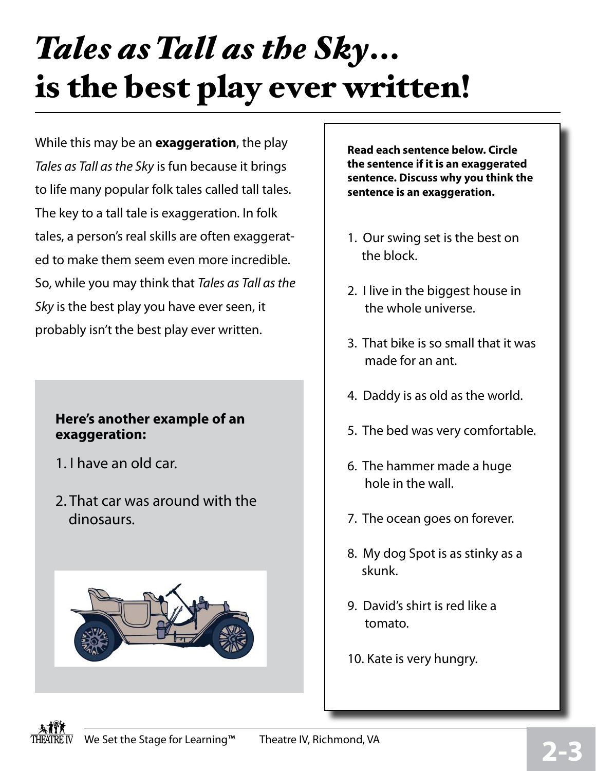# *Tales as Tall as the Sky...* is the best play ever written!

While this may be an **exaggeration**, the play *Tales as Tall as the Sky* is fun because it brings to life many popular folk tales called tall tales. The key to a tall tale is exaggeration. In folk tales, a person's real skills are often exaggerated to make them seem even more incredible. So, while you may think that *Tales as Tall as the Sky* is the best play you have ever seen, it probably isn't the best play ever written.

**Here's another example of an exaggeration:**

1. I have an old car.
2. That car was around with the dinosaurs.

**Read each sentence below. Circle the sentence if it is an exaggerated sentence. Discuss why you think the sentence is an exaggeration.**

1. Our swing set is the best on the block.
2. I live in the biggest house in the whole universe.
3. That bike is so small that it was made for an ant.
4. Daddy is as old as the world.
5. The bed was very comfortable.
6. The hammer made a huge hole in the wall.
7. The ocean goes on forever.
8. My dog Spot is as stinky as a skunk.
9. David's shirt is red like a tomato.
10. Kate is very hungry.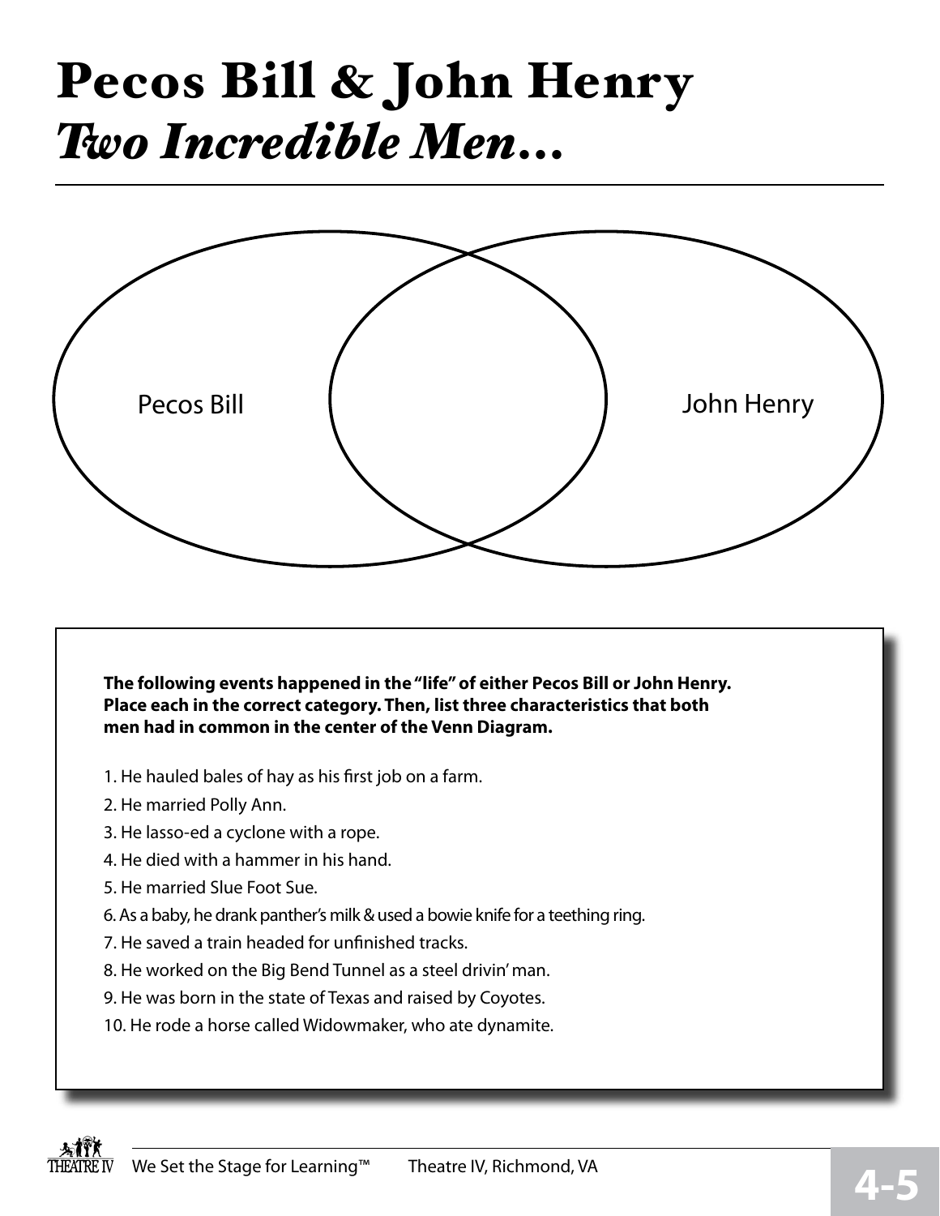# Pecos Bill & John Henry
## *Two Incredible Men...*

Pecos Bill

John Henry

**The following events happened in the "life" of either Pecos Bill or John Henry. Place each in the correct category. Then, list three characteristics that both men had in common in the center of the Venn Diagram.**

1. He hauled bales of hay as his first job on a farm.
2. He married Polly Ann.
3. He lasso-ed a cyclone with a rope.
4. He died with a hammer in his hand.
5. He married Slue Foot Sue.
6. As a baby, he drank panther's milk & used a bowie knife for a teething ring.
7. He saved a train headed for unfinished tracks.
8. He worked on the Big Bend Tunnel as a steel drivin' man.
9. He was born in the state of Texas and raised by Coyotes.
10. He rode a horse called Widowmaker, who ate dynamite.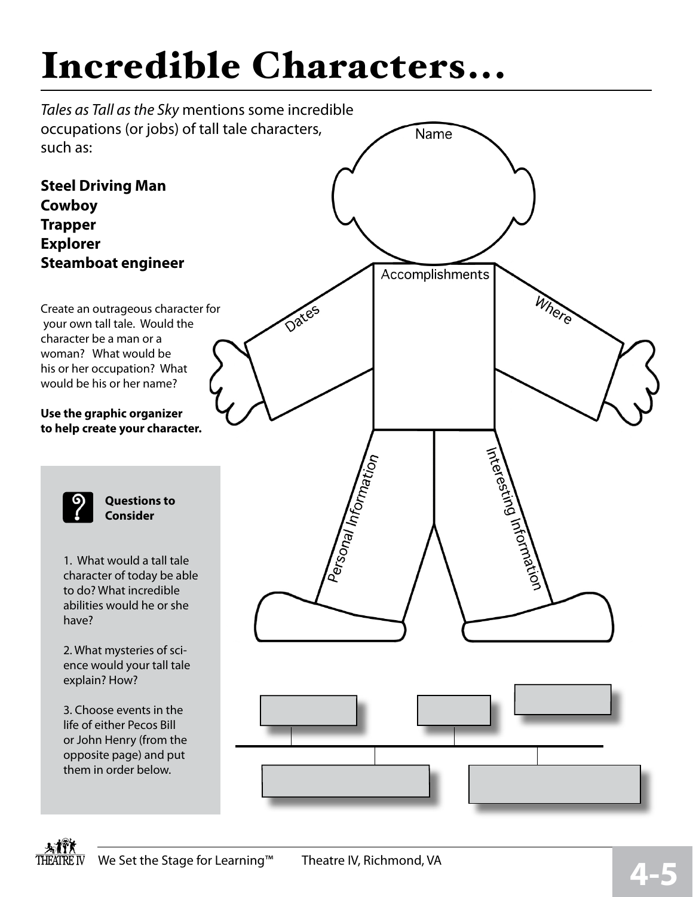# Incredible Characters...

*Tales as Tall as the Sky* mentions some incredible occupations (or jobs) of tall tale characters, such as:

**Steel Driving Man**
**Cowboy**
**Trapper**
**Explorer**
**Steamboat engineer**

Create an outrageous character for your own tall tale. Would the character be a man or a woman? What would be his or her occupation? What would be his or her name?

**Use the graphic organizer to help create your character.**

Name

Accomplishments

Dates

Where

Personal Information

Interesting Information

**Questions to Consider**

1. What would a tall tale character of today be able to do? What incredible abilities would he or she have?

2. What mysteries of science would your tall tale explain? How?

3. Choose events in the life of either Pecos Bill or John Henry (from the opposite page) and put them in order below.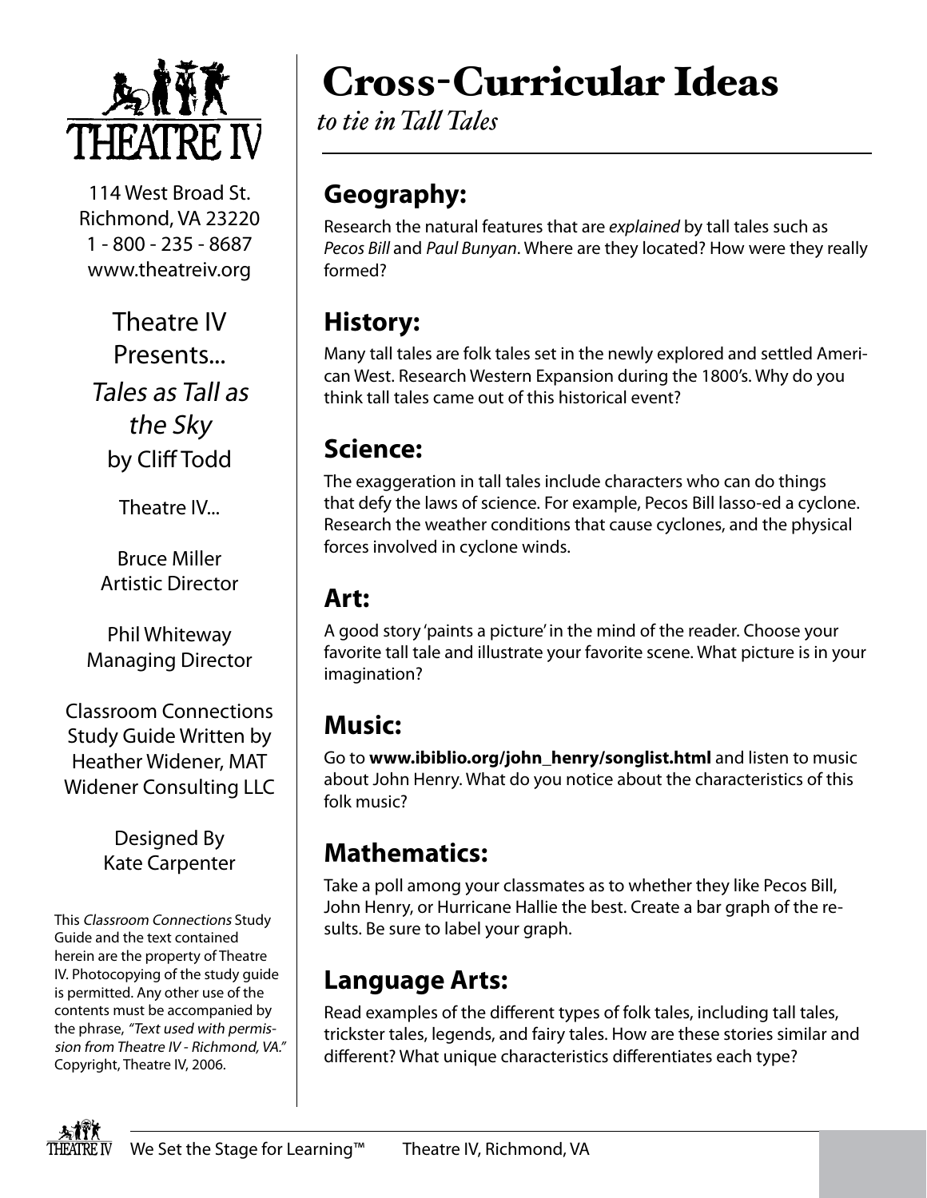THEATRE IV

114 West Broad St.
Richmond, VA 23220
1 - 800 - 235 - 8687
www.theatreiv.org

Theatre IV Presents...
*Tales as Tall as the Sky*
by Cliff Todd

Theatre IV...

Bruce Miller
Artistic Director

Phil Whiteway
Managing Director

Classroom Connections Study Guide Written by Heather Widener, MAT
Widener Consulting LLC

Designed By
Kate Carpenter

This *Classroom Connections* Study Guide and the text contained herein are the property of Theatre IV. Photocopying of the study guide is permitted. Any other use of the contents must be accompanied by the phrase, *"Text used with permission from Theatre IV - Richmond, VA."* Copyright, Theatre IV, 2006.

# Cross-Curricular Ideas

*to tie in Tall Tales*

## Geography:

Research the natural features that are *explained* by tall tales such as *Pecos Bill* and *Paul Bunyan*. Where are they located? How were they really formed?

## History:

Many tall tales are folk tales set in the newly explored and settled American West. Research Western Expansion during the 1800's. Why do you think tall tales came out of this historical event?

## Science:

The exaggeration in tall tales include characters who can do things that defy the laws of science. For example, Pecos Bill lasso-ed a cyclone. Research the weather conditions that cause cyclones, and the physical forces involved in cyclone winds.

## Art:

A good story 'paints a picture' in the mind of the reader. Choose your favorite tall tale and illustrate your favorite scene. What picture is in your imagination?

## Music:

Go to **www.ibiblio.org/john_henry/songlist.html** and listen to music about John Henry. What do you notice about the characteristics of this folk music?

## Mathematics:

Take a poll among your classmates as to whether they like Pecos Bill, John Henry, or Hurricane Hallie the best. Create a bar graph of the results. Be sure to label your graph.

## Language Arts:

Read examples of the different types of folk tales, including tall tales, trickster tales, legends, and fairy tales. How are these stories similar and different? What unique characteristics differentiates each type?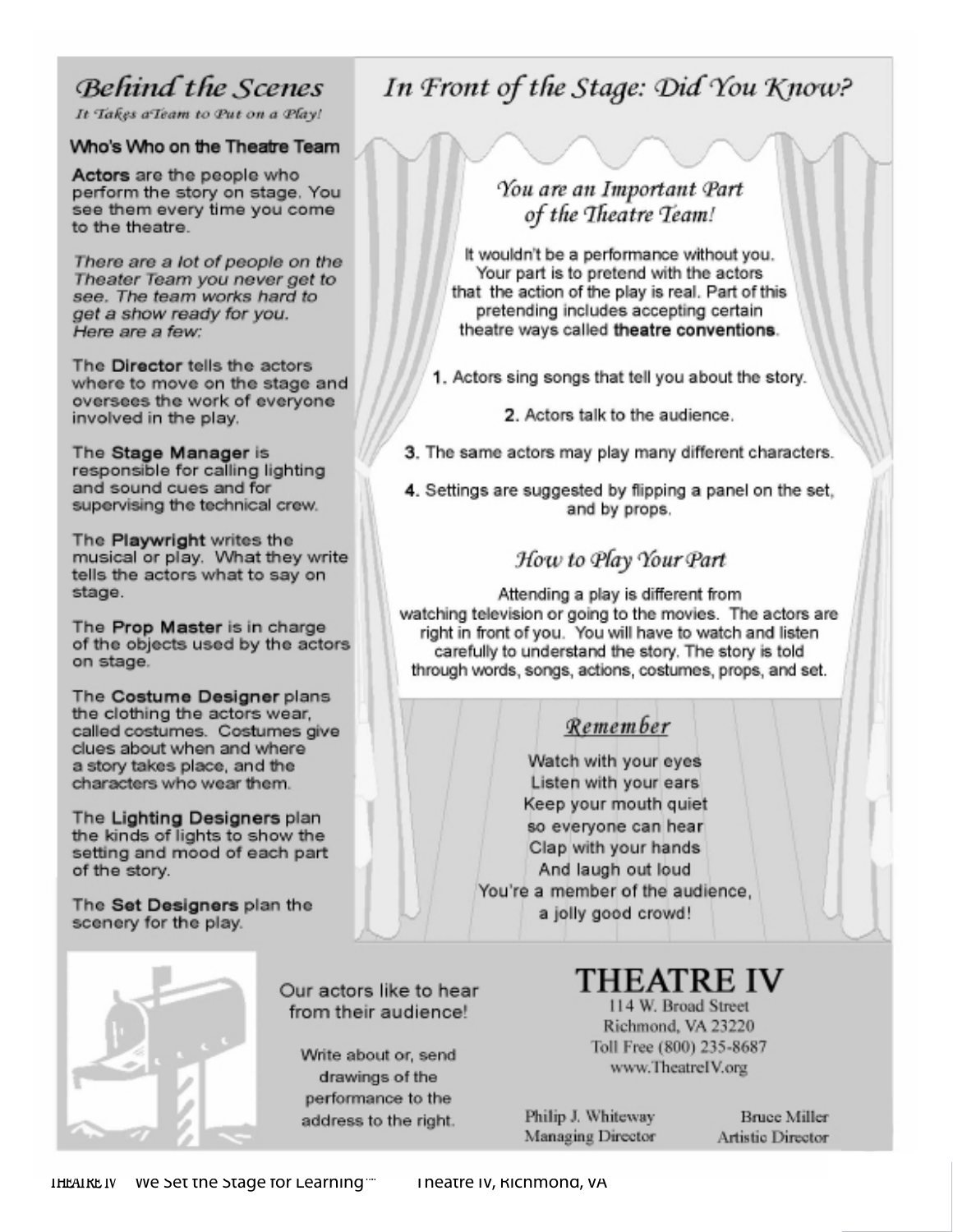## Behind the Scenes

*It Takes a Team to Put on a Play!*

### Who's Who on the Theatre Team

**Actors** are the people who perform the story on stage. You see them every time you come to the theatre.

*There are a lot of people on the Theater Team you never get to see. The team works hard to get a show ready for you. Here are a few:*

The **Director** tells the actors where to move on the stage and oversees the work of everyone involved in the play.

The **Stage Manager** is responsible for calling lighting and sound cues and for supervising the technical crew.

The **Playwright** writes the musical or play. What they write tells the actors what to say on stage.

The **Prop Master** is in charge of the objects used by the actors on stage.

The **Costume Designer** plans the clothing the actors wear, called costumes. Costumes give clues about when and where a story takes place, and the characters who wear them.

The **Lighting Designers** plan the kinds of lights to show the setting and mood of each part of the story.

The **Set Designers** plan the scenery for the play.

## In Front of the Stage: Did You Know?

### *You are an Important Part of the Theatre Team!*

It wouldn't be a performance without you. Your part is to pretend with the actors that the action of the play is real. Part of this pretending includes accepting certain theatre ways called **theatre conventions**.

1. Actors sing songs that tell you about the story.
2. Actors talk to the audience.
3. The same actors may play many different characters.
4. Settings are suggested by flipping a panel on the set, and by props.

### *How to Play Your Part*

Attending a play is different from watching television or going to the movies. The actors are right in front of you. You will have to watch and listen carefully to understand the story. The story is told through words, songs, actions, costumes, props, and set.

### *Remember*

Watch with your eyes
Listen with your ears
Keep your mouth quiet
so everyone can hear
Clap with your hands
And laugh out loud
You're a member of the audience,
a jolly good crowd!

Our actors like to hear from their audience!

Write about or, send drawings of the performance to the address to the right.

**THEATRE IV**
114 W. Broad Street
Richmond, VA 23220
Toll Free (800) 235-8687
www.TheatreIV.org

Philip J. Whiteway
Managing Director

Bruce Miller
Artistic Director